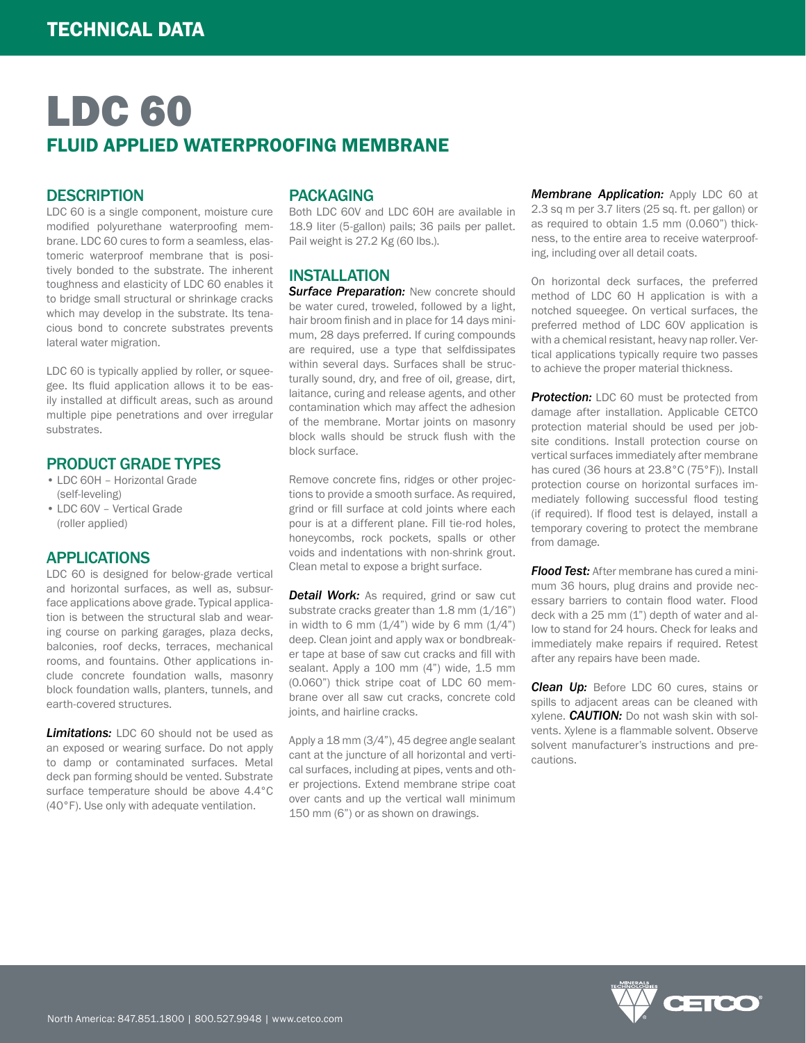TECHNICAL DATA

# LDC 60

## FLUID APPLIED WATERPROOFING MEMBRANE

### DESCRIPTION

LDC 60 is a single component, moisture cure modified polyurethane waterproofing membrane. LDC 60 cures to form a seamless, elastomeric waterproof membrane that is positively bonded to the substrate. The inherent toughness and elasticity of LDC 60 enables it to bridge small structural or shrinkage cracks which may develop in the substrate. Its tenacious bond to concrete substrates prevents lateral water migration.

LDC 60 is typically applied by roller, or squeegee. Its fluid application allows it to be easily installed at difficult areas, such as around multiple pipe penetrations and over irregular substrates.

### PRODUCT GRADE TYPES

- LDC 60H – Horizontal Grade (self-leveling)
- LDC 60V – Vertical Grade (roller applied)

### APPLICATIONS

LDC 60 is designed for below-grade vertical and horizontal surfaces, as well as, subsurface applications above grade. Typical application is between the structural slab and wearing course on parking garages, plaza decks, balconies, roof decks, terraces, mechanical rooms, and fountains. Other applications include concrete foundation walls, masonry block foundation walls, planters, tunnels, and earth-covered structures.

***Limitations:*** LDC 60 should not be used as an exposed or wearing surface. Do not apply to damp or contaminated surfaces. Metal deck pan forming should be vented. Substrate surface temperature should be above 4.4°C (40°F). Use only with adequate ventilation.

### PACKAGING

Both LDC 60V and LDC 60H are available in 18.9 liter (5-gallon) pails; 36 pails per pallet. Pail weight is 27.2 Kg (60 lbs.).

### INSTALLATION

***Surface Preparation:*** New concrete should be water cured, troweled, followed by a light, hair broom finish and in place for 14 days minimum, 28 days preferred. If curing compounds are required, use a type that selfdissipates within several days. Surfaces shall be structurally sound, dry, and free of oil, grease, dirt, laitance, curing and release agents, and other contamination which may affect the adhesion of the membrane. Mortar joints on masonry block walls should be struck flush with the block surface.

Remove concrete fins, ridges or other projections to provide a smooth surface. As required, grind or fill surface at cold joints where each pour is at a different plane. Fill tie-rod holes, honeycombs, rock pockets, spalls or other voids and indentations with non-shrink grout. Clean metal to expose a bright surface.

***Detail Work:*** As required, grind or saw cut substrate cracks greater than 1.8 mm (1/16") in width to 6 mm (1/4") wide by 6 mm (1/4") deep. Clean joint and apply wax or bondbreaker tape at base of saw cut cracks and fill with sealant. Apply a 100 mm (4") wide, 1.5 mm (0.060") thick stripe coat of LDC 60 membrane over all saw cut cracks, concrete cold joints, and hairline cracks.

Apply a 18 mm (3/4"), 45 degree angle sealant cant at the juncture of all horizontal and vertical surfaces, including at pipes, vents and other projections. Extend membrane stripe coat over cants and up the vertical wall minimum 150 mm (6") or as shown on drawings.

***Membrane Application:*** Apply LDC 60 at 2.3 sq m per 3.7 liters (25 sq. ft. per gallon) or as required to obtain 1.5 mm (0.060") thickness, to the entire area to receive waterproofing, including over all detail coats.

On horizontal deck surfaces, the preferred method of LDC 60 H application is with a notched squeegee. On vertical surfaces, the preferred method of LDC 60V application is with a chemical resistant, heavy nap roller. Vertical applications typically require two passes to achieve the proper material thickness.

***Protection:*** LDC 60 must be protected from damage after installation. Applicable CETCO protection material should be used per jobsite conditions. Install protection course on vertical surfaces immediately after membrane has cured (36 hours at 23.8°C (75°F)). Install protection course on horizontal surfaces immediately following successful flood testing (if required). If flood test is delayed, install a temporary covering to protect the membrane from damage.

***Flood Test:*** After membrane has cured a minimum 36 hours, plug drains and provide necessary barriers to contain flood water. Flood deck with a 25 mm (1") depth of water and allow to stand for 24 hours. Check for leaks and immediately make repairs if required. Retest after any repairs have been made.

***Clean Up:*** Before LDC 60 cures, stains or spills to adjacent areas can be cleaned with xylene. ***CAUTION:*** Do not wash skin with solvents. Xylene is a flammable solvent. Observe solvent manufacturer's instructions and precautions.

North America: 847.851.1800 | 800.527.9948 | www.cetco.com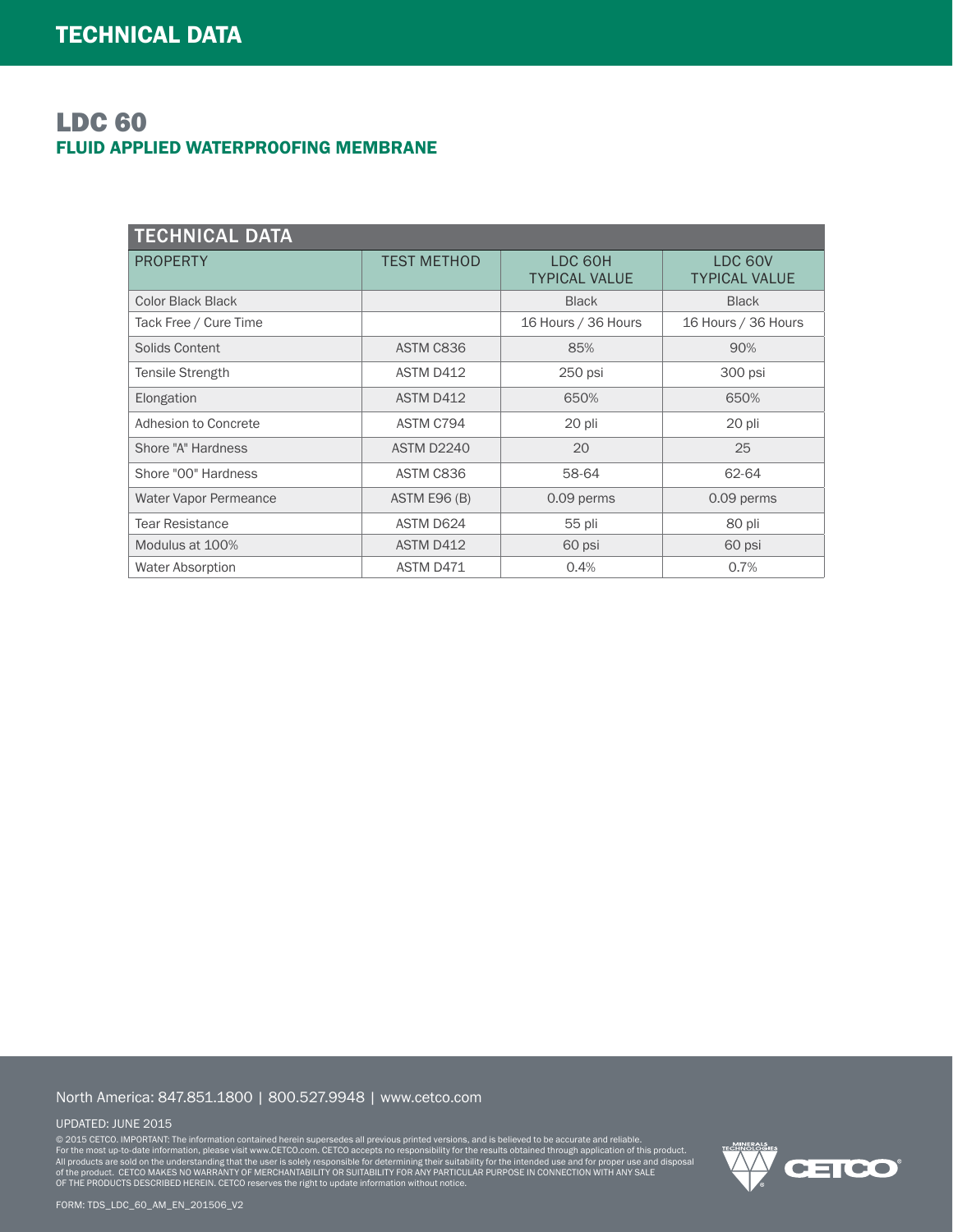# LDC 60

## FLUID APPLIED WATERPROOFING MEMBRANE

| TECHNICAL DATA | | | |
|---|---|---|---|
| PROPERTY | TEST METHOD | LDC 60H TYPICAL VALUE | LDC 60V TYPICAL VALUE |
| Color Black Black | | Black | Black |
| Tack Free / Cure Time | | 16 Hours / 36 Hours | 16 Hours / 36 Hours |
| Solids Content | ASTM C836 | 85% | 90% |
| Tensile Strength | ASTM D412 | 250 psi | 300 psi |
| Elongation | ASTM D412 | 650% | 650% |
| Adhesion to Concrete | ASTM C794 | 20 pli | 20 pli |
| Shore "A" Hardness | ASTM D2240 | 20 | 25 |
| Shore "00" Hardness | ASTM C836 | 58-64 | 62-64 |
| Water Vapor Permeance | ASTM E96 (B) | 0.09 perms | 0.09 perms |
| Tear Resistance | ASTM D624 | 55 pli | 80 pli |
| Modulus at 100% | ASTM D412 | 60 psi | 60 psi |
| Water Absorption | ASTM D471 | 0.4% | 0.7% |

North America: 847.851.1800 | 800.527.9948 | www.cetco.com

UPDATED: JUNE 2015

© 2015 CETCO. IMPORTANT: The information contained herein supersedes all previous printed versions, and is believed to be accurate and reliable. For the most up-to-date information, please visit www.CETCO.com. CETCO accepts no responsibility for the results obtained through application of this product. All products are sold on the understanding that the user is solely responsible for determining their suitability for the intended use and for proper use and disposal of the product. CETCO MAKES NO WARRANTY OF MERCHANTABILITY OR SUITABILITY FOR ANY PARTICULAR PURPOSE IN CONNECTION WITH ANY SALE OF THE PRODUCTS DESCRIBED HEREIN. CETCO reserves the right to update information without notice.

FORM: TDS_LDC_60_AM_EN_201506_V2